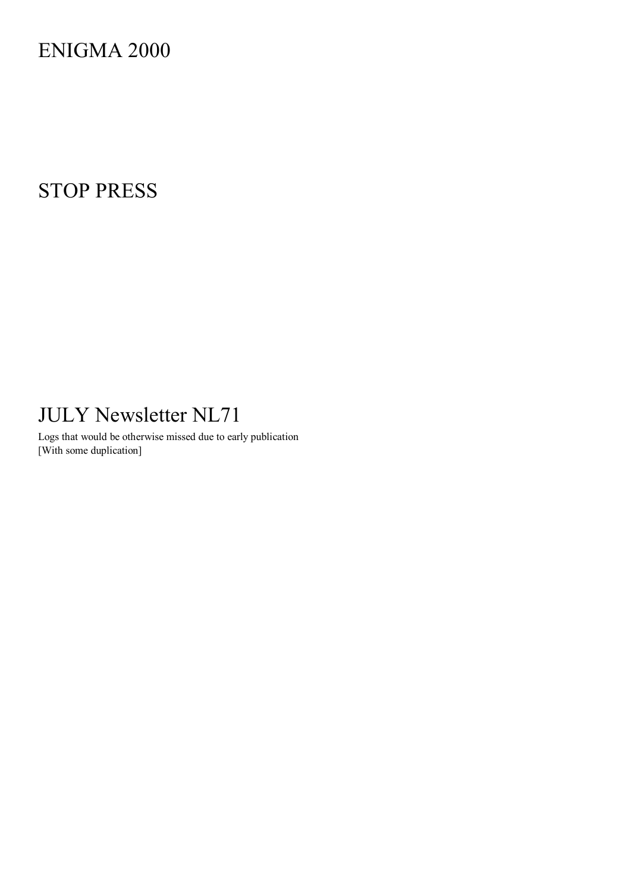# ENIGMA 2000

# STOP PRESS

# JULY Newsletter NL71

Logs that would be otherwise missed due to early publication
[With some duplication]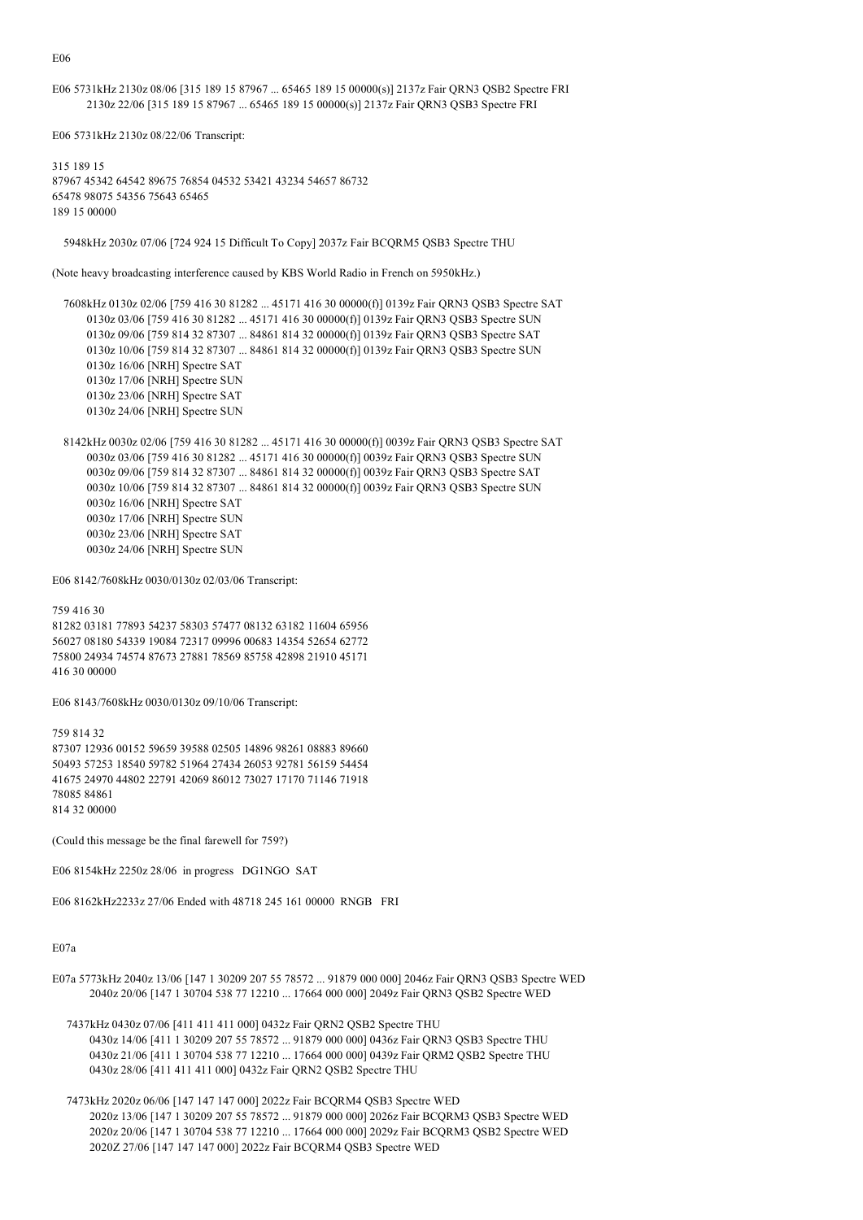E06

E06 5731kHz 2130z 08/06 [315 189 15 87967 ... 65465 189 15 00000(s)] 2137z Fair QRN3 QSB2 Spectre FRI
2130z 22/06 [315 189 15 87967 ... 65465 189 15 00000(s)] 2137z Fair QRN3 QSB3 Spectre FRI

E06 5731kHz 2130z 08/22/06 Transcript:

315 189 15
87967 45342 64542 89675 76854 04532 53421 43234 54657 86732
65478 98075 54356 75643 65465
189 15 00000

5948kHz 2030z 07/06 [724 924 15 Difficult To Copy] 2037z Fair BCQRM5 QSB3 Spectre THU

(Note heavy broadcasting interference caused by KBS World Radio in French on 5950kHz.)

7608kHz 0130z 02/06 [759 416 30 81282 ... 45171 416 30 00000(f)] 0139z Fair QRN3 QSB3 Spectre SAT
0130z 03/06 [759 416 30 81282 ... 45171 416 30 00000(f)] 0139z Fair QRN3 QSB3 Spectre SUN
0130z 09/06 [759 814 32 87307 ... 84861 814 32 00000(f)] 0139z Fair QRN3 QSB3 Spectre SAT
0130z 10/06 [759 814 32 87307 ... 84861 814 32 00000(f)] 0139z Fair QRN3 QSB3 Spectre SUN
0130z 16/06 [NRH] Spectre SAT
0130z 17/06 [NRH] Spectre SUN
0130z 23/06 [NRH] Spectre SAT
0130z 24/06 [NRH] Spectre SUN

8142kHz 0030z 02/06 [759 416 30 81282 ... 45171 416 30 00000(f)] 0039z Fair QRN3 QSB3 Spectre SAT
0030z 03/06 [759 416 30 81282 ... 45171 416 30 00000(f)] 0039z Fair QRN3 QSB3 Spectre SUN
0030z 09/06 [759 814 32 87307 ... 84861 814 32 00000(f)] 0039z Fair QRN3 QSB3 Spectre SAT
0030z 10/06 [759 814 32 87307 ... 84861 814 32 00000(f)] 0039z Fair QRN3 QSB3 Spectre SUN
0030z 16/06 [NRH] Spectre SAT
0030z 17/06 [NRH] Spectre SUN
0030z 23/06 [NRH] Spectre SAT
0030z 24/06 [NRH] Spectre SUN

E06 8142/7608kHz 0030/0130z 02/03/06 Transcript:

759 416 30
81282 03181 77893 54237 58303 57477 08132 63182 11604 65956
56027 08180 54339 19084 72317 09996 00683 14354 52654 62772
75800 24934 74574 87673 27881 78569 85758 42898 21910 45171
416 30 00000

E06 8143/7608kHz 0030/0130z 09/10/06 Transcript:

759 814 32
87307 12936 00152 59659 39588 02505 14896 98261 08883 89660
50493 57253 18540 59782 51964 27434 26053 92781 56159 54454
41675 24970 44802 22791 42069 86012 73027 17170 71146 71918
78085 84861
814 32 00000

(Could this message be the final farewell for 759?)

E06 8154kHz 2250z 28/06 in progress DG1NGO SAT

E06 8162kHz2233z 27/06 Ended with 48718 245 161 00000 RNGB FRI

E07a

E07a 5773kHz 2040z 13/06 [147 1 30209 207 55 78572 ... 91879 000 000] 2046z Fair QRN3 QSB3 Spectre WED
2040z 20/06 [147 1 30704 538 77 12210 ... 17664 000 000] 2049z Fair QRN3 QSB2 Spectre WED

7437kHz 0430z 07/06 [411 411 411 000] 0432z Fair QRN2 QSB2 Spectre THU
0430z 14/06 [411 1 30209 207 55 78572 ... 91879 000 000] 0436z Fair QRN3 QSB3 Spectre THU
0430z 21/06 [411 1 30704 538 77 12210 ... 17664 000 000] 0439z Fair QRM2 QSB2 Spectre THU
0430z 28/06 [411 411 411 000] 0432z Fair QRN2 QSB2 Spectre THU

7473kHz 2020z 06/06 [147 147 147 000] 2022z Fair BCQRM4 QSB3 Spectre WED
2020z 13/06 [147 1 30209 207 55 78572 ... 91879 000 000] 2026z Fair BCQRM3 QSB3 Spectre WED
2020z 20/06 [147 1 30704 538 77 12210 ... 17664 000 000] 2029z Fair BCQRM3 QSB2 Spectre WED
2020Z 27/06 [147 147 147 000] 2022z Fair BCQRM4 QSB3 Spectre WED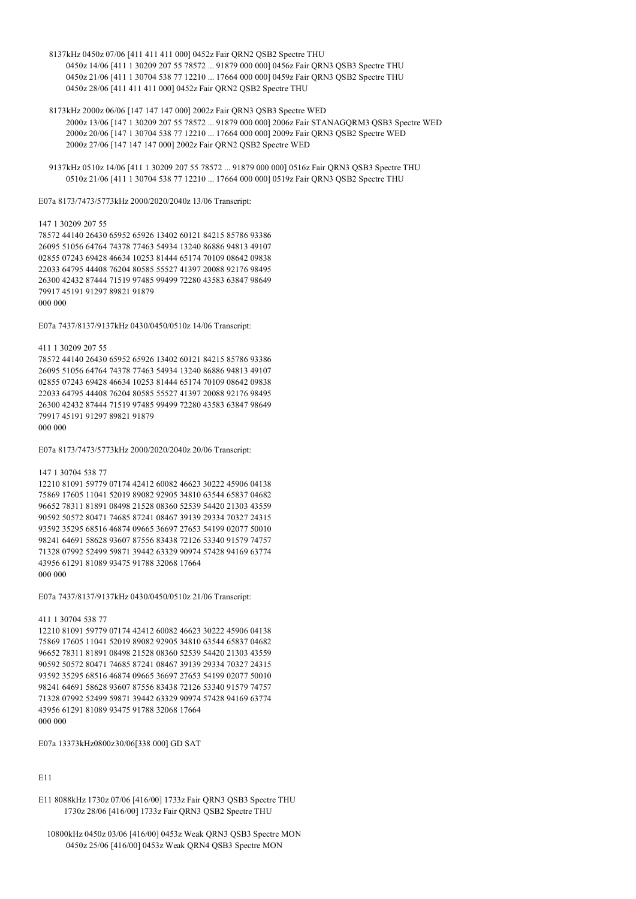8137kHz 0450z 07/06 [411 411 411 000] 0452z Fair QRN2 QSB2 Spectre THU
0450z 14/06 [411 1 30209 207 55 78572 ... 91879 000 000] 0456z Fair QRN3 QSB3 Spectre THU
0450z 21/06 [411 1 30704 538 77 12210 ... 17664 000 000] 0459z Fair QRN3 QSB2 Spectre THU
0450z 28/06 [411 411 411 000] 0452z Fair QRN2 QSB2 Spectre THU

8173kHz 2000z 06/06 [147 147 147 000] 2002z Fair QRN3 QSB3 Spectre WED
2000z 13/06 [147 1 30209 207 55 78572 ... 91879 000 000] 2006z Fair STANAGQRM3 QSB3 Spectre WED
2000z 20/06 [147 1 30704 538 77 12210 ... 17664 000 000] 2009z Fair QRN3 QSB2 Spectre WED
2000z 27/06 [147 147 147 000] 2002z Fair QRN2 QSB2 Spectre WED

9137kHz 0510z 14/06 [411 1 30209 207 55 78572 ... 91879 000 000] 0516z Fair QRN3 QSB3 Spectre THU
0510z 21/06 [411 1 30704 538 77 12210 ... 17664 000 000] 0519z Fair QRN3 QSB2 Spectre THU

E07a 8173/7473/5773kHz 2000/2020/2040z 13/06 Transcript:

147 1 30209 207 55
78572 44140 26430 65952 65926 13402 60121 84215 85786 93386
26095 51056 64764 74378 77463 54934 13240 86886 94813 49107
02855 07243 69428 46634 10253 81444 65174 70109 08642 09838
22033 64795 44408 76204 80585 55527 41397 20088 92176 98495
26300 42432 87444 71519 97485 99499 72280 43583 63847 98649
79917 45191 91297 89821 91879
000 000

E07a 7437/8137/9137kHz 0430/0450/0510z 14/06 Transcript:

411 1 30209 207 55
78572 44140 26430 65952 65926 13402 60121 84215 85786 93386
26095 51056 64764 74378 77463 54934 13240 86886 94813 49107
02855 07243 69428 46634 10253 81444 65174 70109 08642 09838
22033 64795 44408 76204 80585 55527 41397 20088 92176 98495
26300 42432 87444 71519 97485 99499 72280 43583 63847 98649
79917 45191 91297 89821 91879
000 000

E07a 8173/7473/5773kHz 2000/2020/2040z 20/06 Transcript:

147 1 30704 538 77
12210 81091 59779 07174 42412 60082 46623 30222 45906 04138
75869 17605 11041 52019 89082 92905 34810 63544 65837 04682
96652 78311 81891 08498 21528 08360 52539 54420 21303 43559
90592 50572 80471 74685 87241 08467 39139 29334 70327 24315
93592 35295 68516 46874 09665 36697 27653 54199 02077 50010
98241 64691 58628 93607 87556 83438 72126 53340 91579 74757
71328 07992 52499 59871 39442 63329 90974 57428 94169 63774
43956 61291 81089 93475 91788 32068 17664
000 000

E07a 7437/8137/9137kHz 0430/0450/0510z 21/06 Transcript:

411 1 30704 538 77
12210 81091 59779 07174 42412 60082 46623 30222 45906 04138
75869 17605 11041 52019 89082 92905 34810 63544 65837 04682
96652 78311 81891 08498 21528 08360 52539 54420 21303 43559
90592 50572 80471 74685 87241 08467 39139 29334 70327 24315
93592 35295 68516 46874 09665 36697 27653 54199 02077 50010
98241 64691 58628 93607 87556 83438 72126 53340 91579 74757
71328 07992 52499 59871 39442 63329 90974 57428 94169 63774
43956 61291 81089 93475 91788 32068 17664
000 000

E07a 13373kHz0800z30/06[338 000] GD SAT

## E11

E11 8088kHz 1730z 07/06 [416/00] 1733z Fair QRN3 QSB3 Spectre THU
1730z 28/06 [416/00] 1733z Fair QRN3 QSB2 Spectre THU

10800kHz 0450z 03/06 [416/00] 0453z Weak QRN3 QSB3 Spectre MON
0450z 25/06 [416/00] 0453z Weak QRN4 QSB3 Spectre MON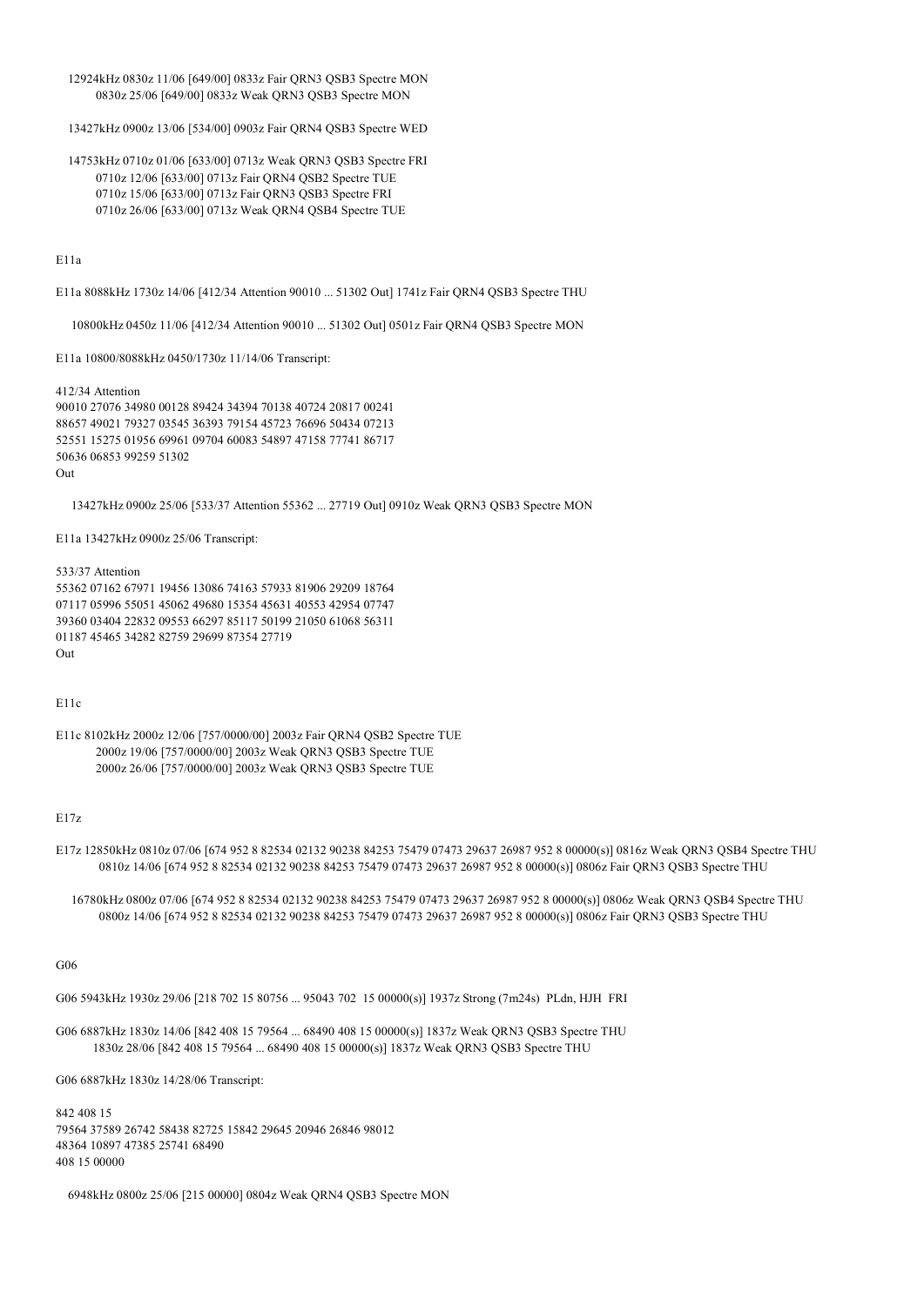12924kHz 0830z 11/06 [649/00] 0833z Fair QRN3 QSB3 Spectre MON
0830z 25/06 [649/00] 0833z Weak QRN3 QSB3 Spectre MON

13427kHz 0900z 13/06 [534/00] 0903z Fair QRN4 QSB3 Spectre WED

14753kHz 0710z 01/06 [633/00] 0713z Weak QRN3 QSB3 Spectre FRI
0710z 12/06 [633/00] 0713z Fair QRN4 QSB2 Spectre TUE
0710z 15/06 [633/00] 0713z Fair QRN3 QSB3 Spectre FRI
0710z 26/06 [633/00] 0713z Weak QRN4 QSB4 Spectre TUE

E11a

E11a 8088kHz 1730z 14/06 [412/34 Attention 90010 ... 51302 Out] 1741z Fair QRN4 QSB3 Spectre THU

10800kHz 0450z 11/06 [412/34 Attention 90010 ... 51302 Out] 0501z Fair QRN4 QSB3 Spectre MON

E11a 10800/8088kHz 0450/1730z 11/14/06 Transcript:

412/34 Attention
90010 27076 34980 00128 89424 34394 70138 40724 20817 00241
88657 49021 79327 03545 36393 79154 45723 76696 50434 07213
52551 15275 01956 69961 09704 60083 54897 47158 77741 86717
50636 06853 99259 51302
Out

13427kHz 0900z 25/06 [533/37 Attention 55362 ... 27719 Out] 0910z Weak QRN3 QSB3 Spectre MON

E11a 13427kHz 0900z 25/06 Transcript:

533/37 Attention
55362 07162 67971 19456 13086 74163 57933 81906 29209 18764
07117 05996 55051 45062 49680 15354 45631 40553 42954 07747
39360 03404 22832 09553 66297 85117 50199 21050 61068 56311
01187 45465 34282 82759 29699 87354 27719
Out

E11c

E11c 8102kHz 2000z 12/06 [757/0000/00] 2003z Fair QRN4 QSB2 Spectre TUE
2000z 19/06 [757/0000/00] 2003z Weak QRN3 QSB3 Spectre TUE
2000z 26/06 [757/0000/00] 2003z Weak QRN3 QSB3 Spectre TUE

E17z

E17z 12850kHz 0810z 07/06 [674 952 8 82534 02132 90238 84253 75479 07473 29637 26987 952 8 00000(s)] 0816z Weak QRN3 QSB4 Spectre THU
0810z 14/06 [674 952 8 82534 02132 90238 84253 75479 07473 29637 26987 952 8 00000(s)] 0806z Fair QRN3 QSB3 Spectre THU

16780kHz 0800z 07/06 [674 952 8 82534 02132 90238 84253 75479 07473 29637 26987 952 8 00000(s)] 0806z Weak QRN3 QSB4 Spectre THU
0800z 14/06 [674 952 8 82534 02132 90238 84253 75479 07473 29637 26987 952 8 00000(s)] 0806z Fair QRN3 QSB3 Spectre THU

G06

G06 5943kHz 1930z 29/06 [218 702 15 80756 ... 95043 702 15 00000(s)] 1937z Strong (7m24s) PLdn, HJH FRI

G06 6887kHz 1830z 14/06 [842 408 15 79564 ... 68490 408 15 00000(s)] 1837z Weak QRN3 QSB3 Spectre THU
1830z 28/06 [842 408 15 79564 ... 68490 408 15 00000(s)] 1837z Weak QRN3 QSB3 Spectre THU

G06 6887kHz 1830z 14/28/06 Transcript:

842 408 15
79564 37589 26742 58438 82725 15842 29645 20946 26846 98012
48364 10897 47385 25741 68490
408 15 00000

6948kHz 0800z 25/06 [215 00000] 0804z Weak QRN4 QSB3 Spectre MON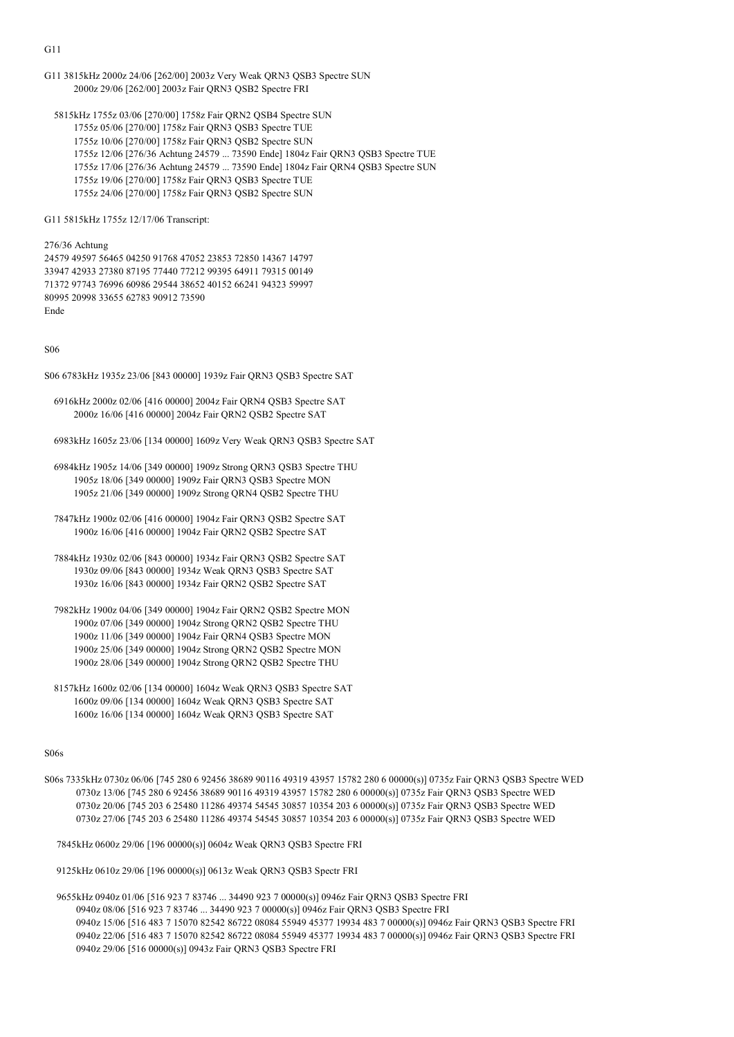G11

G11 3815kHz 2000z 24/06 [262/00] 2003z Very Weak QRN3 QSB3 Spectre SUN
2000z 29/06 [262/00] 2003z Fair QRN3 QSB2 Spectre FRI

5815kHz 1755z 03/06 [270/00] 1758z Fair QRN2 QSB4 Spectre SUN
1755z 05/06 [270/00] 1758z Fair QRN3 QSB3 Spectre TUE
1755z 10/06 [270/00] 1758z Fair QRN3 QSB2 Spectre SUN
1755z 12/06 [276/36 Achtung 24579 ... 73590 Ende] 1804z Fair QRN3 QSB3 Spectre TUE
1755z 17/06 [276/36 Achtung 24579 ... 73590 Ende] 1804z Fair QRN4 QSB3 Spectre SUN
1755z 19/06 [270/00] 1758z Fair QRN3 QSB3 Spectre TUE
1755z 24/06 [270/00] 1758z Fair QRN3 QSB2 Spectre SUN

G11 5815kHz 1755z 12/17/06 Transcript:

276/36 Achtung
24579 49597 56465 04250 91768 47052 23853 72850 14367 14797
33947 42933 27380 87195 77440 77212 99395 64911 79315 00149
71372 97743 76996 60986 29544 38652 40152 66241 94323 59997
80995 20998 33655 62783 90912 73590
Ende

S06

S06 6783kHz 1935z 23/06 [843 00000] 1939z Fair QRN3 QSB3 Spectre SAT

6916kHz 2000z 02/06 [416 00000] 2004z Fair QRN4 QSB3 Spectre SAT
2000z 16/06 [416 00000] 2004z Fair QRN2 QSB2 Spectre SAT

6983kHz 1605z 23/06 [134 00000] 1609z Very Weak QRN3 QSB3 Spectre SAT

6984kHz 1905z 14/06 [349 00000] 1909z Strong QRN3 QSB3 Spectre THU
1905z 18/06 [349 00000] 1909z Fair QRN3 QSB3 Spectre MON
1905z 21/06 [349 00000] 1909z Strong QRN4 QSB2 Spectre THU

7847kHz 1900z 02/06 [416 00000] 1904z Fair QRN3 QSB2 Spectre SAT
1900z 16/06 [416 00000] 1904z Fair QRN2 QSB2 Spectre SAT

7884kHz 1930z 02/06 [843 00000] 1934z Fair QRN3 QSB2 Spectre SAT
1930z 09/06 [843 00000] 1934z Weak QRN3 QSB3 Spectre SAT
1930z 16/06 [843 00000] 1934z Fair QRN2 QSB2 Spectre SAT

7982kHz 1900z 04/06 [349 00000] 1904z Fair QRN2 QSB2 Spectre MON
1900z 07/06 [349 00000] 1904z Strong QRN2 QSB2 Spectre THU
1900z 11/06 [349 00000] 1904z Fair QRN4 QSB3 Spectre MON
1900z 25/06 [349 00000] 1904z Strong QRN2 QSB2 Spectre MON
1900z 28/06 [349 00000] 1904z Strong QRN2 QSB2 Spectre THU

8157kHz 1600z 02/06 [134 00000] 1604z Weak QRN3 QSB3 Spectre SAT
1600z 09/06 [134 00000] 1604z Weak QRN3 QSB3 Spectre SAT
1600z 16/06 [134 00000] 1604z Weak QRN3 QSB3 Spectre SAT

S06s

S06s 7335kHz 0730z 06/06 [745 280 6 92456 38689 90116 49319 43957 15782 280 6 00000(s)] 0735z Fair QRN3 QSB3 Spectre WED
0730z 13/06 [745 280 6 92456 38689 90116 49319 43957 15782 280 6 00000(s)] 0735z Fair QRN3 QSB3 Spectre WED
0730z 20/06 [745 203 6 25480 11286 49374 54545 30857 10354 203 6 00000(s)] 0735z Fair QRN3 QSB3 Spectre WED
0730z 27/06 [745 203 6 25480 11286 49374 54545 30857 10354 203 6 00000(s)] 0735z Fair QRN3 QSB3 Spectre WED

7845kHz 0600z 29/06 [196 00000(s)] 0604z Weak QRN3 QSB3 Spectre FRI

9125kHz 0610z 29/06 [196 00000(s)] 0613z Weak QRN3 QSB3 Spectr FRI

9655kHz 0940z 01/06 [516 923 7 83746 ... 34490 923 7 00000(s)] 0946z Fair QRN3 QSB3 Spectre FRI
0940z 08/06 [516 923 7 83746 ... 34490 923 7 00000(s)] 0946z Fair QRN3 QSB3 Spectre FRI
0940z 15/06 [516 483 7 15070 82542 86722 08084 55949 45377 19934 483 7 00000(s)] 0946z Fair QRN3 QSB3 Spectre FRI
0940z 22/06 [516 483 7 15070 82542 86722 08084 55949 45377 19934 483 7 00000(s)] 0946z Fair QRN3 QSB3 Spectre FRI
0940z 29/06 [516 00000(s)] 0943z Fair QRN3 QSB3 Spectre FRI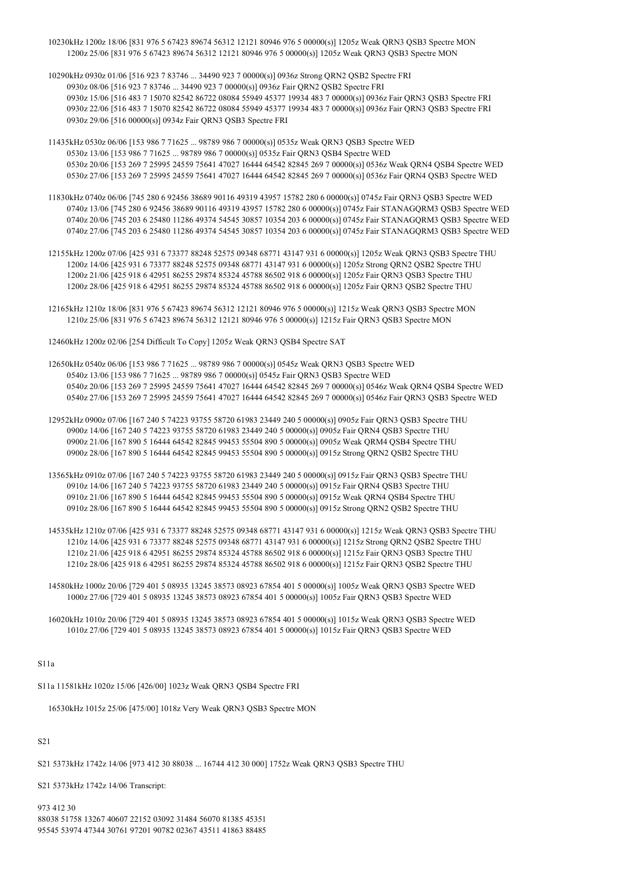10230kHz 1200z 18/06 [831 976 5 67423 89674 56312 12121 80946 976 5 00000(s)] 1205z Weak QRN3 QSB3 Spectre MON
1200z 25/06 [831 976 5 67423 89674 56312 12121 80946 976 5 00000(s)] 1205z Weak QRN3 QSB3 Spectre MON

10290kHz 0930z 01/06 [516 923 7 83746 ... 34490 923 7 00000(s)] 0936z Strong QRN2 QSB2 Spectre FRI
0930z 08/06 [516 923 7 83746 ... 34490 923 7 00000(s)] 0936z Fair QRN2 QSB2 Spectre FRI
0930z 15/06 [516 483 7 15070 82542 86722 08084 55949 45377 19934 483 7 00000(s)] 0936z Fair QRN3 QSB3 Spectre FRI
0930z 22/06 [516 483 7 15070 82542 86722 08084 55949 45377 19934 483 7 00000(s)] 0936z Fair QRN3 QSB3 Spectre FRI
0930z 29/06 [516 00000(s)] 0934z Fair QRN3 QSB3 Spectre FRI

11435kHz 0530z 06/06 [153 986 7 71625 ... 98789 986 7 00000(s)] 0535z Weak QRN3 QSB3 Spectre WED
0530z 13/06 [153 986 7 71625 ... 98789 986 7 00000(s)] 0535z Fair QRN3 QSB4 Spectre WED
0530z 20/06 [153 269 7 25995 24559 75641 47027 16444 64542 82845 269 7 00000(s)] 0536z Weak QRN4 QSB4 Spectre WED
0530z 27/06 [153 269 7 25995 24559 75641 47027 16444 64542 82845 269 7 00000(s)] 0536z Fair QRN4 QSB3 Spectre WED

11830kHz 0740z 06/06 [745 280 6 92456 38689 90116 49319 43957 15782 280 6 00000(s)] 0745z Fair QRN3 QSB3 Spectre WED
0740z 13/06 [745 280 6 92456 38689 90116 49319 43957 15782 280 6 00000(s)] 0745z Fair STANAGQRM3 QSB3 Spectre WED
0740z 20/06 [745 203 6 25480 11286 49374 54545 30857 10354 203 6 00000(s)] 0745z Fair STANAGQRM3 QSB3 Spectre WED
0740z 27/06 [745 203 6 25480 11286 49374 54545 30857 10354 203 6 00000(s)] 0745z Fair STANAGQRM3 QSB3 Spectre WED

12155kHz 1200z 07/06 [425 931 6 73377 88248 52575 09348 68771 43147 931 6 00000(s)] 1205z Weak QRN3 QSB3 Spectre THU
1200z 14/06 [425 931 6 73377 88248 52575 09348 68771 43147 931 6 00000(s)] 1205z Strong QRN2 QSB2 Spectre THU
1200z 21/06 [425 918 6 42951 86255 29874 85324 45788 86502 918 6 00000(s)] 1205z Fair QRN3 QSB3 Spectre THU
1200z 28/06 [425 918 6 42951 86255 29874 85324 45788 86502 918 6 00000(s)] 1205z Fair QRN3 QSB2 Spectre THU

12165kHz 1210z 18/06 [831 976 5 67423 89674 56312 12121 80946 976 5 00000(s)] 1215z Weak QRN3 QSB3 Spectre MON
1210z 25/06 [831 976 5 67423 89674 56312 12121 80946 976 5 00000(s)] 1215z Fair QRN3 QSB3 Spectre MON

12460kHz 1200z 02/06 [254 Difficult To Copy] 1205z Weak QRN3 QSB4 Spectre SAT

12650kHz 0540z 06/06 [153 986 7 71625 ... 98789 986 7 00000(s)] 0545z Weak QRN3 QSB3 Spectre WED
0540z 13/06 [153 986 7 71625 ... 98789 986 7 00000(s)] 0545z Fair QRN3 QSB3 Spectre WED
0540z 20/06 [153 269 7 25995 24559 75641 47027 16444 64542 82845 269 7 00000(s)] 0546z Weak QRN4 QSB4 Spectre WED
0540z 27/06 [153 269 7 25995 24559 75641 47027 16444 64542 82845 269 7 00000(s)] 0546z Fair QRN3 QSB3 Spectre WED

12952kHz 0900z 07/06 [167 240 5 74223 93755 58720 61983 23449 240 5 00000(s)] 0905z Fair QRN3 QSB3 Spectre THU
0900z 14/06 [167 240 5 74223 93755 58720 61983 23449 240 5 00000(s)] 0905z Fair QRN4 QSB3 Spectre THU
0900z 21/06 [167 890 5 16444 64542 82845 99453 55504 890 5 00000(s)] 0905z Weak QRM4 QSB4 Spectre THU
0900z 28/06 [167 890 5 16444 64542 82845 99453 55504 890 5 00000(s)] 0915z Strong QRN2 QSB2 Spectre THU

13565kHz 0910z 07/06 [167 240 5 74223 93755 58720 61983 23449 240 5 00000(s)] 0915z Fair QRN3 QSB3 Spectre THU
0910z 14/06 [167 240 5 74223 93755 58720 61983 23449 240 5 00000(s)] 0915z Fair QRN4 QSB3 Spectre THU
0910z 21/06 [167 890 5 16444 64542 82845 99453 55504 890 5 00000(s)] 0915z Weak QRN4 QSB4 Spectre THU
0910z 28/06 [167 890 5 16444 64542 82845 99453 55504 890 5 00000(s)] 0915z Strong QRN2 QSB2 Spectre THU

14535kHz 1210z 07/06 [425 931 6 73377 88248 52575 09348 68771 43147 931 6 00000(s)] 1215z Weak QRN3 QSB3 Spectre THU
1210z 14/06 [425 931 6 73377 88248 52575 09348 68771 43147 931 6 00000(s)] 1215z Strong QRN2 QSB2 Spectre THU
1210z 21/06 [425 918 6 42951 86255 29874 85324 45788 86502 918 6 00000(s)] 1215z Fair QRN3 QSB3 Spectre THU
1210z 28/06 [425 918 6 42951 86255 29874 85324 45788 86502 918 6 00000(s)] 1215z Fair QRN3 QSB2 Spectre THU

14580kHz 1000z 20/06 [729 401 5 08935 13245 38573 08923 67854 401 5 00000(s)] 1005z Weak QRN3 QSB3 Spectre WED
1000z 27/06 [729 401 5 08935 13245 38573 08923 67854 401 5 00000(s)] 1005z Fair QRN3 QSB3 Spectre WED

16020kHz 1010z 20/06 [729 401 5 08935 13245 38573 08923 67854 401 5 00000(s)] 1015z Weak QRN3 QSB3 Spectre WED
1010z 27/06 [729 401 5 08935 13245 38573 08923 67854 401 5 00000(s)] 1015z Fair QRN3 QSB3 Spectre WED

S11a

S11a 11581kHz 1020z 15/06 [426/00] 1023z Weak QRN3 QSB4 Spectre FRI

16530kHz 1015z 25/06 [475/00] 1018z Very Weak QRN3 QSB3 Spectre MON

S21

S21 5373kHz 1742z 14/06 [973 412 30 88038 ... 16744 412 30 000] 1752z Weak QRN3 QSB3 Spectre THU

S21 5373kHz 1742z 14/06 Transcript:

973 412 30
88038 51758 13267 40607 22152 03092 31484 56070 81385 45351
95545 53974 47344 30761 97201 90782 02367 43511 41863 88485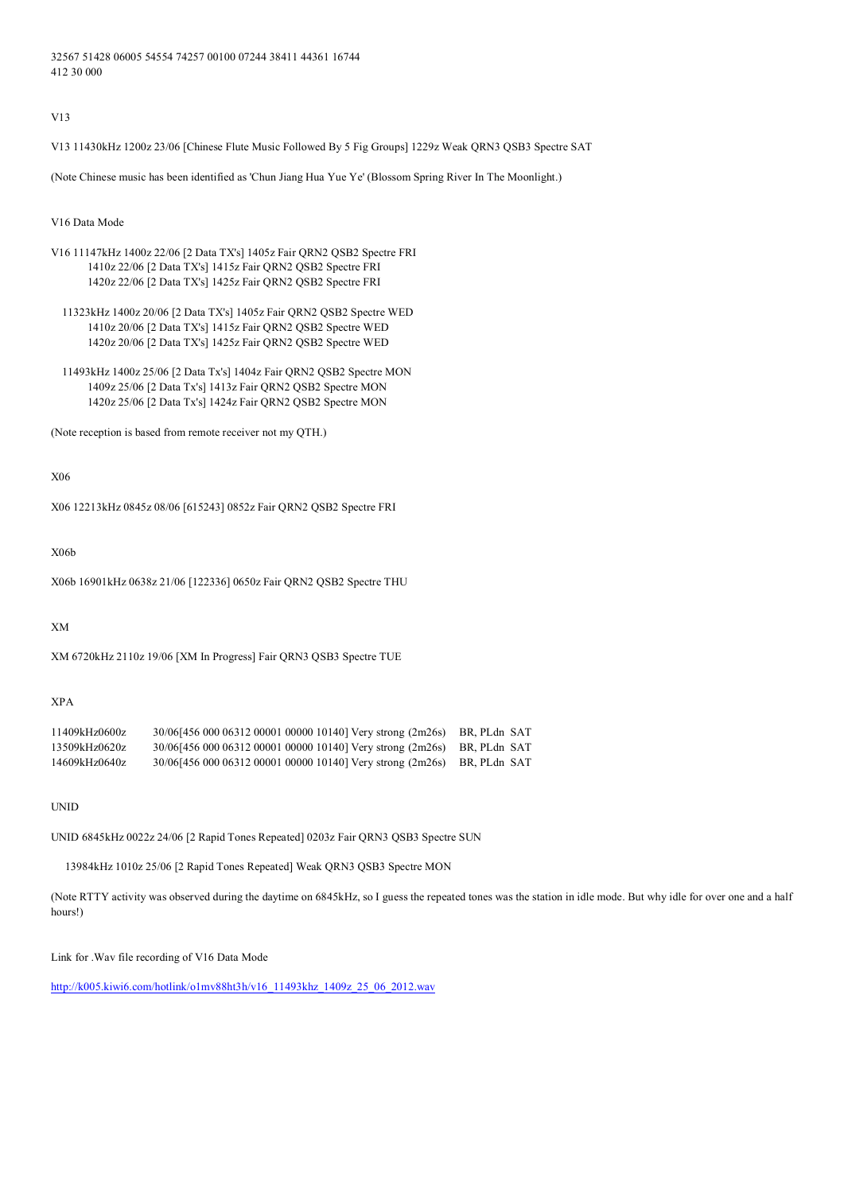32567 51428 06005 54554 74257 00100 07244 38411 44361 16744
412 30 000

V13

V13 11430kHz 1200z 23/06 [Chinese Flute Music Followed By 5 Fig Groups] 1229z Weak QRN3 QSB3 Spectre SAT

(Note Chinese music has been identified as 'Chun Jiang Hua Yue Ye' (Blossom Spring River In The Moonlight.)

V16 Data Mode

V16 11147kHz 1400z 22/06 [2 Data TX's] 1405z Fair QRN2 QSB2 Spectre FRI
1410z 22/06 [2 Data TX's] 1415z Fair QRN2 QSB2 Spectre FRI
1420z 22/06 [2 Data TX's] 1425z Fair QRN2 QSB2 Spectre FRI

11323kHz 1400z 20/06 [2 Data TX's] 1405z Fair QRN2 QSB2 Spectre WED
1410z 20/06 [2 Data TX's] 1415z Fair QRN2 QSB2 Spectre WED
1420z 20/06 [2 Data TX's] 1425z Fair QRN2 QSB2 Spectre WED

11493kHz 1400z 25/06 [2 Data Tx's] 1404z Fair QRN2 QSB2 Spectre MON
1409z 25/06 [2 Data Tx's] 1413z Fair QRN2 QSB2 Spectre MON
1420z 25/06 [2 Data Tx's] 1424z Fair QRN2 QSB2 Spectre MON

(Note reception is based from remote receiver not my QTH.)

X06

X06 12213kHz 0845z 08/06 [615243] 0852z Fair QRN2 QSB2 Spectre FRI

X06b

X06b 16901kHz 0638z 21/06 [122336] 0650z Fair QRN2 QSB2 Spectre THU

XM

XM 6720kHz 2110z 19/06 [XM In Progress] Fair QRN3 QSB3 Spectre TUE

XPA

| | | |
|---|---|---|
| 11409kHz0600z | 30/06[456 000 06312 00001 00000 10140] Very strong (2m26s) | BR, PLdn SAT |
| 13509kHz0620z | 30/06[456 000 06312 00001 00000 10140] Very strong (2m26s) | BR, PLdn SAT |
| 14609kHz0640z | 30/06[456 000 06312 00001 00000 10140] Very strong (2m26s) | BR, PLdn SAT |

UNID

UNID 6845kHz 0022z 24/06 [2 Rapid Tones Repeated] 0203z Fair QRN3 QSB3 Spectre SUN

13984kHz 1010z 25/06 [2 Rapid Tones Repeated] Weak QRN3 QSB3 Spectre MON

(Note RTTY activity was observed during the daytime on 6845kHz, so I guess the repeated tones was the station in idle mode. But why idle for over one and a half hours!)

Link for .Wav file recording of V16 Data Mode

http://k005.kiwi6.com/hotlink/o1mv88ht3h/v16_11493khz_1409z_25_06_2012.wav